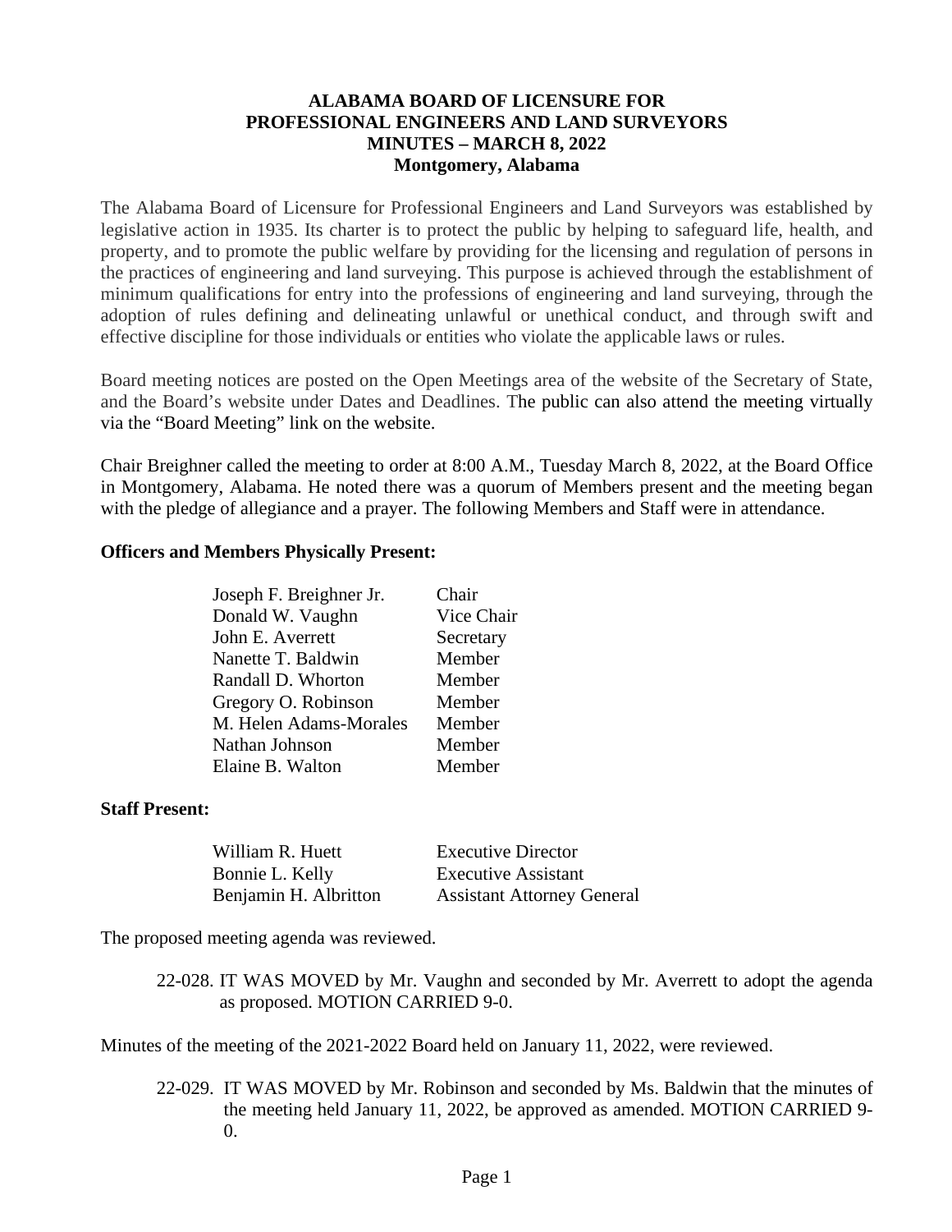# ALABAMA BOARD OF LICENSURE FOR PROFESSIONAL ENGINEERS AND LAND SURVEYORS
## MINUTES – MARCH 8, 2022
### Montgomery, Alabama

The Alabama Board of Licensure for Professional Engineers and Land Surveyors was established by legislative action in 1935. Its charter is to protect the public by helping to safeguard life, health, and property, and to promote the public welfare by providing for the licensing and regulation of persons in the practices of engineering and land surveying. This purpose is achieved through the establishment of minimum qualifications for entry into the professions of engineering and land surveying, through the adoption of rules defining and delineating unlawful or unethical conduct, and through swift and effective discipline for those individuals or entities who violate the applicable laws or rules.

Board meeting notices are posted on the Open Meetings area of the website of the Secretary of State, and the Board's website under Dates and Deadlines. The public can also attend the meeting virtually via the "Board Meeting" link on the website.

Chair Breighner called the meeting to order at 8:00 A.M., Tuesday March 8, 2022, at the Board Office in Montgomery, Alabama. He noted there was a quorum of Members present and the meeting began with the pledge of allegiance and a prayer. The following Members and Staff were in attendance.

**Officers and Members Physically Present:**

| | |
|---|---|
| Joseph F. Breighner Jr. | Chair |
| Donald W. Vaughn | Vice Chair |
| John E. Averrett | Secretary |
| Nanette T. Baldwin | Member |
| Randall D. Whorton | Member |
| Gregory O. Robinson | Member |
| M. Helen Adams-Morales | Member |
| Nathan Johnson | Member |
| Elaine B. Walton | Member |

**Staff Present:**

| | |
|---|---|
| William R. Huett | Executive Director |
| Bonnie L. Kelly | Executive Assistant |
| Benjamin H. Albritton | Assistant Attorney General |

The proposed meeting agenda was reviewed.

22-028. IT WAS MOVED by Mr. Vaughn and seconded by Mr. Averrett to adopt the agenda as proposed. MOTION CARRIED 9-0.

Minutes of the meeting of the 2021-2022 Board held on January 11, 2022, were reviewed.

22-029. IT WAS MOVED by Mr. Robinson and seconded by Ms. Baldwin that the minutes of the meeting held January 11, 2022, be approved as amended. MOTION CARRIED 9-0.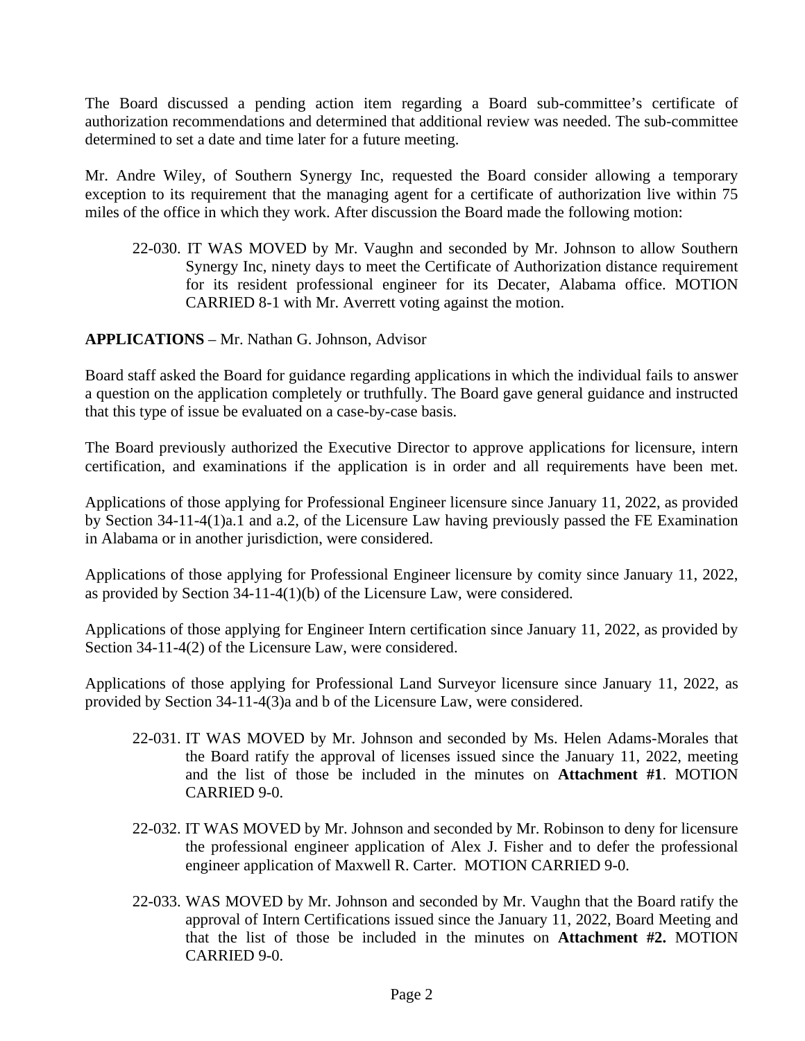The Board discussed a pending action item regarding a Board sub-committee's certificate of authorization recommendations and determined that additional review was needed. The sub-committee determined to set a date and time later for a future meeting.

Mr. Andre Wiley, of Southern Synergy Inc, requested the Board consider allowing a temporary exception to its requirement that the managing agent for a certificate of authorization live within 75 miles of the office in which they work. After discussion the Board made the following motion:

> 22-030. IT WAS MOVED by Mr. Vaughn and seconded by Mr. Johnson to allow Southern Synergy Inc, ninety days to meet the Certificate of Authorization distance requirement for its resident professional engineer for its Decater, Alabama office. MOTION CARRIED 8-1 with Mr. Averrett voting against the motion.

**APPLICATIONS** – Mr. Nathan G. Johnson, Advisor

Board staff asked the Board for guidance regarding applications in which the individual fails to answer a question on the application completely or truthfully. The Board gave general guidance and instructed that this type of issue be evaluated on a case-by-case basis.

The Board previously authorized the Executive Director to approve applications for licensure, intern certification, and examinations if the application is in order and all requirements have been met.

Applications of those applying for Professional Engineer licensure since January 11, 2022, as provided by Section 34-11-4(1)a.1 and a.2, of the Licensure Law having previously passed the FE Examination in Alabama or in another jurisdiction, were considered.

Applications of those applying for Professional Engineer licensure by comity since January 11, 2022, as provided by Section 34-11-4(1)(b) of the Licensure Law, were considered.

Applications of those applying for Engineer Intern certification since January 11, 2022, as provided by Section 34-11-4(2) of the Licensure Law, were considered.

Applications of those applying for Professional Land Surveyor licensure since January 11, 2022, as provided by Section 34-11-4(3)a and b of the Licensure Law, were considered.

> 22-031. IT WAS MOVED by Mr. Johnson and seconded by Ms. Helen Adams-Morales that the Board ratify the approval of licenses issued since the January 11, 2022, meeting and the list of those be included in the minutes on **Attachment #1**. MOTION CARRIED 9-0.

> 22-032. IT WAS MOVED by Mr. Johnson and seconded by Mr. Robinson to deny for licensure the professional engineer application of Alex J. Fisher and to defer the professional engineer application of Maxwell R. Carter. MOTION CARRIED 9-0.

> 22-033. WAS MOVED by Mr. Johnson and seconded by Mr. Vaughn that the Board ratify the approval of Intern Certifications issued since the January 11, 2022, Board Meeting and that the list of those be included in the minutes on **Attachment #2.** MOTION CARRIED 9-0.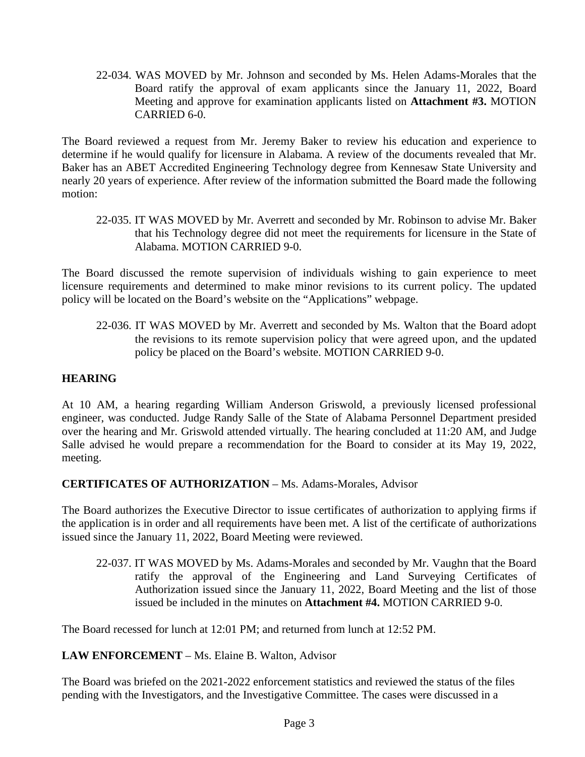22-034. WAS MOVED by Mr. Johnson and seconded by Ms. Helen Adams-Morales that the Board ratify the approval of exam applicants since the January 11, 2022, Board Meeting and approve for examination applicants listed on **Attachment #3.** MOTION CARRIED 6-0.

The Board reviewed a request from Mr. Jeremy Baker to review his education and experience to determine if he would qualify for licensure in Alabama. A review of the documents revealed that Mr. Baker has an ABET Accredited Engineering Technology degree from Kennesaw State University and nearly 20 years of experience. After review of the information submitted the Board made the following motion:

22-035. IT WAS MOVED by Mr. Averrett and seconded by Mr. Robinson to advise Mr. Baker that his Technology degree did not meet the requirements for licensure in the State of Alabama. MOTION CARRIED 9-0.

The Board discussed the remote supervision of individuals wishing to gain experience to meet licensure requirements and determined to make minor revisions to its current policy. The updated policy will be located on the Board's website on the "Applications" webpage.

22-036. IT WAS MOVED by Mr. Averrett and seconded by Ms. Walton that the Board adopt the revisions to its remote supervision policy that were agreed upon, and the updated policy be placed on the Board's website. MOTION CARRIED 9-0.

## HEARING

At 10 AM, a hearing regarding William Anderson Griswold, a previously licensed professional engineer, was conducted. Judge Randy Salle of the State of Alabama Personnel Department presided over the hearing and Mr. Griswold attended virtually. The hearing concluded at 11:20 AM, and Judge Salle advised he would prepare a recommendation for the Board to consider at its May 19, 2022, meeting.

## CERTIFICATES OF AUTHORIZATION – Ms. Adams-Morales, Advisor

The Board authorizes the Executive Director to issue certificates of authorization to applying firms if the application is in order and all requirements have been met. A list of the certificate of authorizations issued since the January 11, 2022, Board Meeting were reviewed.

22-037. IT WAS MOVED by Ms. Adams-Morales and seconded by Mr. Vaughn that the Board ratify the approval of the Engineering and Land Surveying Certificates of Authorization issued since the January 11, 2022, Board Meeting and the list of those issued be included in the minutes on **Attachment #4.** MOTION CARRIED 9-0.

The Board recessed for lunch at 12:01 PM; and returned from lunch at 12:52 PM.

## LAW ENFORCEMENT – Ms. Elaine B. Walton, Advisor

The Board was briefed on the 2021-2022 enforcement statistics and reviewed the status of the files pending with the Investigators, and the Investigative Committee. The cases were discussed in a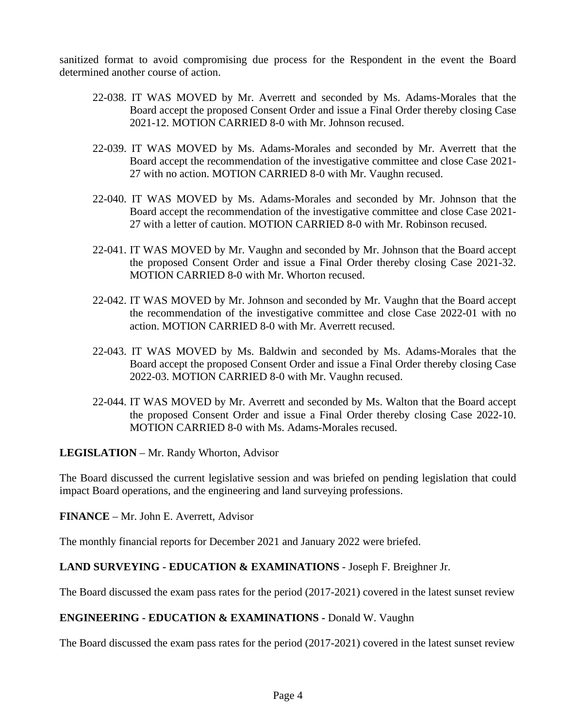sanitized format to avoid compromising due process for the Respondent in the event the Board determined another course of action.

22-038. IT WAS MOVED by Mr. Averrett and seconded by Ms. Adams-Morales that the Board accept the proposed Consent Order and issue a Final Order thereby closing Case 2021-12. MOTION CARRIED 8-0 with Mr. Johnson recused.

22-039. IT WAS MOVED by Ms. Adams-Morales and seconded by Mr. Averrett that the Board accept the recommendation of the investigative committee and close Case 2021-27 with no action. MOTION CARRIED 8-0 with Mr. Vaughn recused.

22-040. IT WAS MOVED by Ms. Adams-Morales and seconded by Mr. Johnson that the Board accept the recommendation of the investigative committee and close Case 2021-27 with a letter of caution. MOTION CARRIED 8-0 with Mr. Robinson recused.

22-041. IT WAS MOVED by Mr. Vaughn and seconded by Mr. Johnson that the Board accept the proposed Consent Order and issue a Final Order thereby closing Case 2021-32. MOTION CARRIED 8-0 with Mr. Whorton recused.

22-042. IT WAS MOVED by Mr. Johnson and seconded by Mr. Vaughn that the Board accept the recommendation of the investigative committee and close Case 2022-01 with no action. MOTION CARRIED 8-0 with Mr. Averrett recused.

22-043. IT WAS MOVED by Ms. Baldwin and seconded by Ms. Adams-Morales that the Board accept the proposed Consent Order and issue a Final Order thereby closing Case 2022-03. MOTION CARRIED 8-0 with Mr. Vaughn recused.

22-044. IT WAS MOVED by Mr. Averrett and seconded by Ms. Walton that the Board accept the proposed Consent Order and issue a Final Order thereby closing Case 2022-10. MOTION CARRIED 8-0 with Ms. Adams-Morales recused.

**LEGISLATION** – Mr. Randy Whorton, Advisor

The Board discussed the current legislative session and was briefed on pending legislation that could impact Board operations, and the engineering and land surveying professions.

**FINANCE** – Mr. John E. Averrett, Advisor

The monthly financial reports for December 2021 and January 2022 were briefed.

**LAND SURVEYING - EDUCATION & EXAMINATIONS** - Joseph F. Breighner Jr.

The Board discussed the exam pass rates for the period (2017-2021) covered in the latest sunset review

**ENGINEERING - EDUCATION & EXAMINATIONS -** Donald W. Vaughn

The Board discussed the exam pass rates for the period (2017-2021) covered in the latest sunset review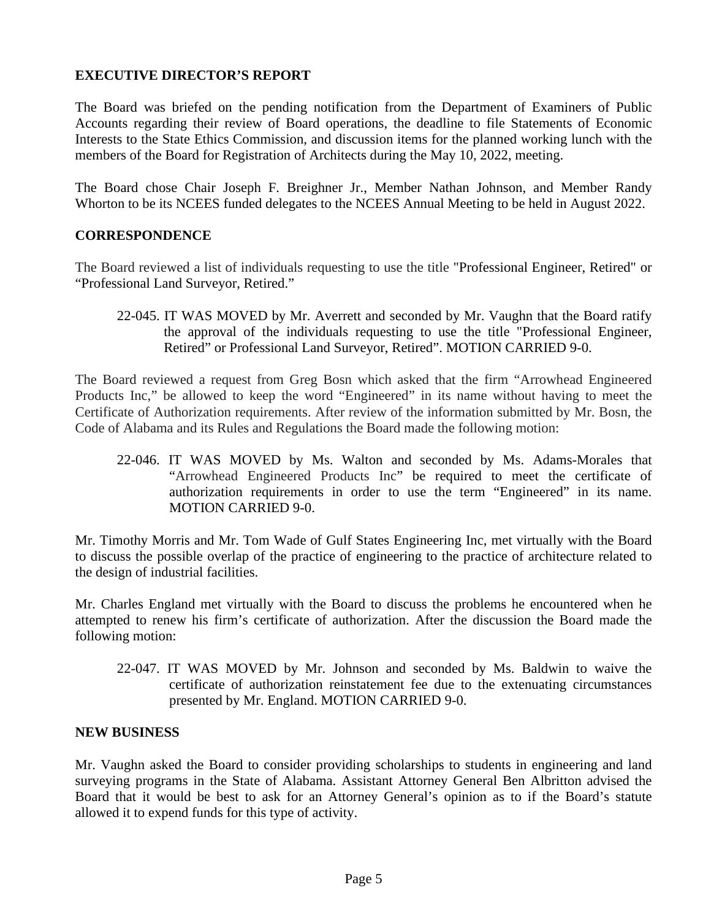## EXECUTIVE DIRECTOR'S REPORT

The Board was briefed on the pending notification from the Department of Examiners of Public Accounts regarding their review of Board operations, the deadline to file Statements of Economic Interests to the State Ethics Commission, and discussion items for the planned working lunch with the members of the Board for Registration of Architects during the May 10, 2022, meeting.

The Board chose Chair Joseph F. Breighner Jr., Member Nathan Johnson, and Member Randy Whorton to be its NCEES funded delegates to the NCEES Annual Meeting to be held in August 2022.

## CORRESPONDENCE

The Board reviewed a list of individuals requesting to use the title "Professional Engineer, Retired" or "Professional Land Surveyor, Retired."

> 22-045. IT WAS MOVED by Mr. Averrett and seconded by Mr. Vaughn that the Board ratify the approval of the individuals requesting to use the title "Professional Engineer, Retired" or Professional Land Surveyor, Retired". MOTION CARRIED 9-0.

The Board reviewed a request from Greg Bosn which asked that the firm "Arrowhead Engineered Products Inc," be allowed to keep the word "Engineered" in its name without having to meet the Certificate of Authorization requirements. After review of the information submitted by Mr. Bosn, the Code of Alabama and its Rules and Regulations the Board made the following motion:

> 22-046. IT WAS MOVED by Ms. Walton and seconded by Ms. Adams-Morales that "Arrowhead Engineered Products Inc" be required to meet the certificate of authorization requirements in order to use the term "Engineered" in its name. MOTION CARRIED 9-0.

Mr. Timothy Morris and Mr. Tom Wade of Gulf States Engineering Inc, met virtually with the Board to discuss the possible overlap of the practice of engineering to the practice of architecture related to the design of industrial facilities.

Mr. Charles England met virtually with the Board to discuss the problems he encountered when he attempted to renew his firm's certificate of authorization. After the discussion the Board made the following motion:

> 22-047. IT WAS MOVED by Mr. Johnson and seconded by Ms. Baldwin to waive the certificate of authorization reinstatement fee due to the extenuating circumstances presented by Mr. England. MOTION CARRIED 9-0.

## NEW BUSINESS

Mr. Vaughn asked the Board to consider providing scholarships to students in engineering and land surveying programs in the State of Alabama. Assistant Attorney General Ben Albritton advised the Board that it would be best to ask for an Attorney General's opinion as to if the Board's statute allowed it to expend funds for this type of activity.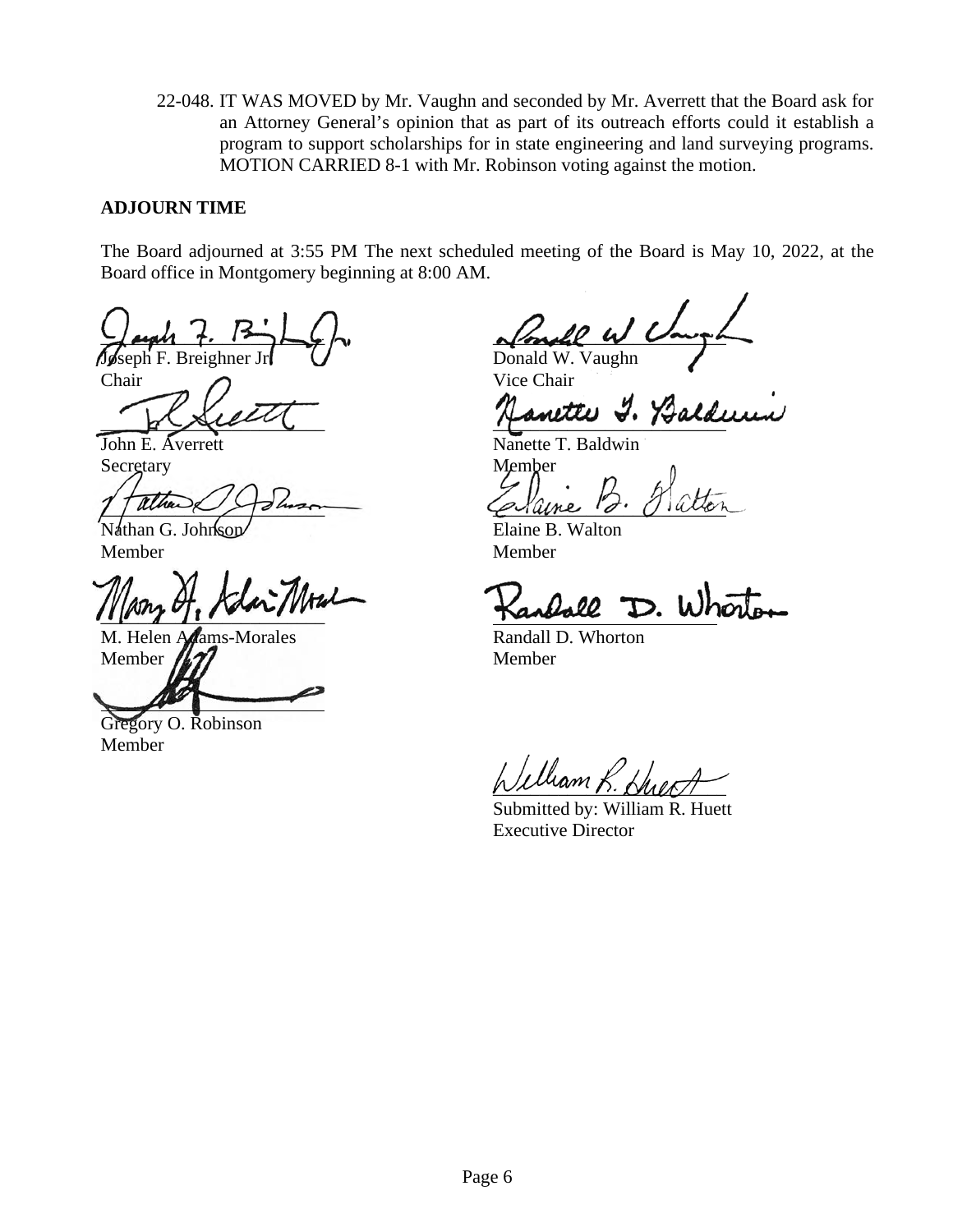22-048. IT WAS MOVED by Mr. Vaughn and seconded by Mr. Averrett that the Board ask for an Attorney General's opinion that as part of its outreach efforts could it establish a program to support scholarships for in state engineering and land surveying programs. MOTION CARRIED 8-1 with Mr. Robinson voting against the motion.

**ADJOURN TIME**

The Board adjourned at 3:55 PM The next scheduled meeting of the Board is May 10, 2022, at the Board office in Montgomery beginning at 8:00 AM.

Joseph F. Breighner Jr.
Chair

Donald W. Vaughn
Vice Chair

John E. Averrett
Secretary

Nanette T. Baldwin
Member

Nathan G. Johnson
Member

Elaine B. Walton
Member

M. Helen Adams-Morales
Member

Randall D. Whorton
Member

Gregory O. Robinson
Member

Submitted by: William R. Huett
Executive Director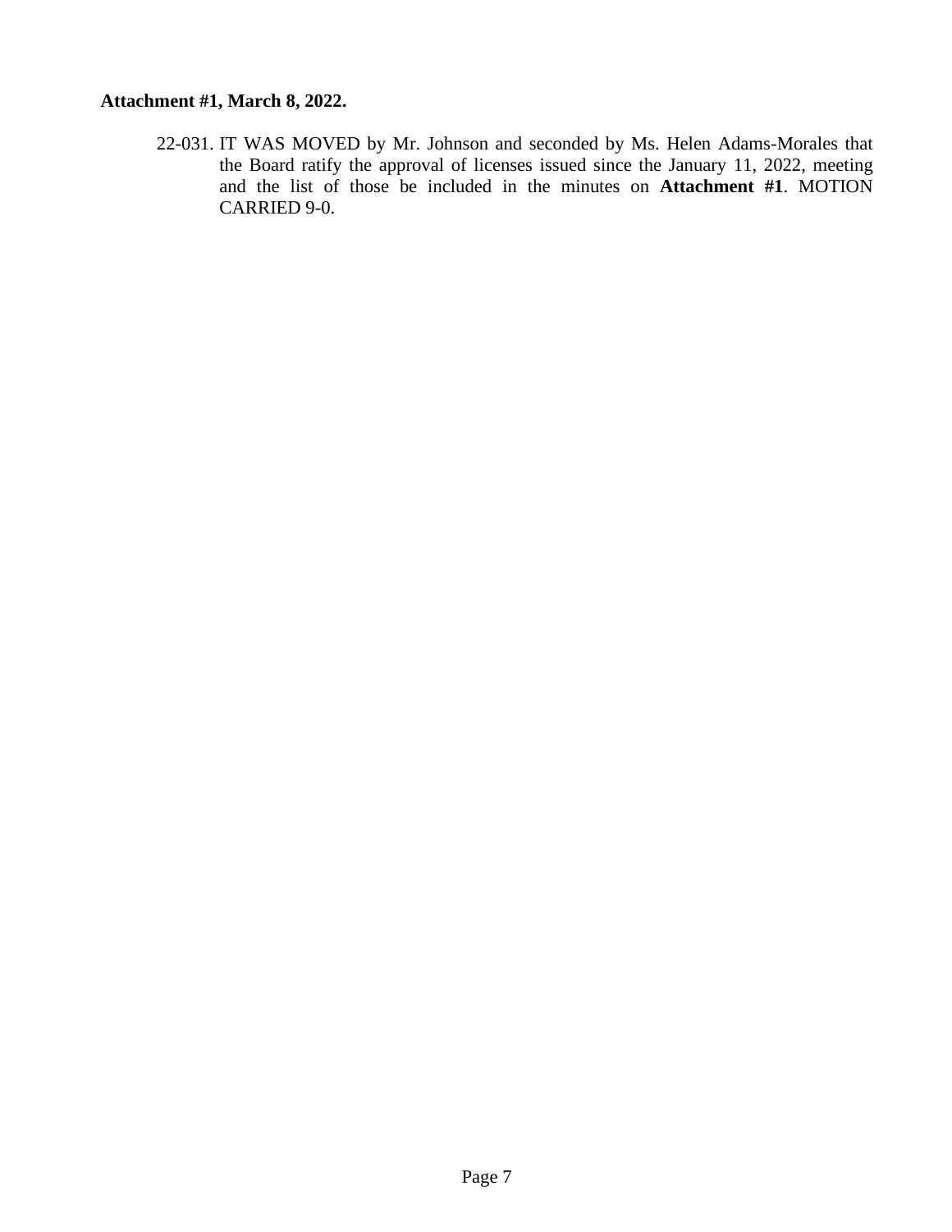**Attachment #1, March 8, 2022.**

22-031. IT WAS MOVED by Mr. Johnson and seconded by Ms. Helen Adams-Morales that the Board ratify the approval of licenses issued since the January 11, 2022, meeting and the list of those be included in the minutes on **Attachment #1**. MOTION CARRIED 9-0.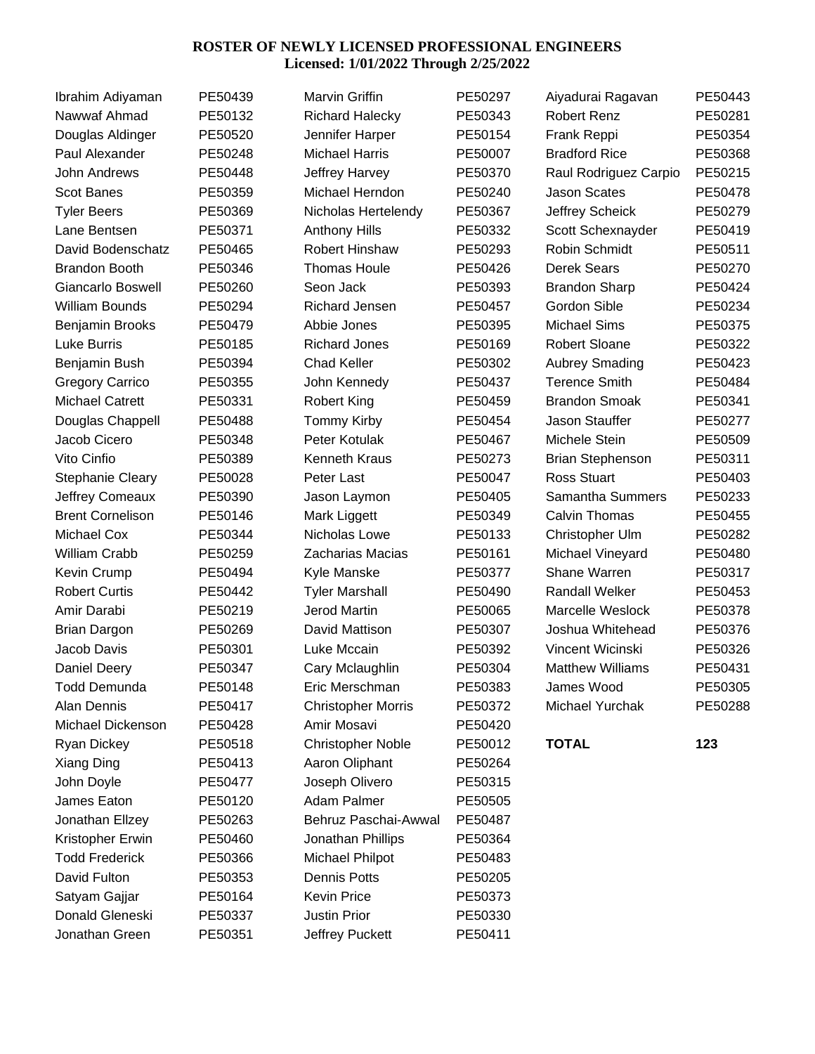**ROSTER OF NEWLY LICENSED PROFESSIONAL ENGINEERS**
**Licensed: 1/01/2022 Through 2/25/2022**

| Name | License |
|---|---|
| Ibrahim Adiyaman | PE50439 |
| Nawwaf Ahmad | PE50132 |
| Douglas Aldinger | PE50520 |
| Paul Alexander | PE50248 |
| John Andrews | PE50448 |
| Scot Banes | PE50359 |
| Tyler Beers | PE50369 |
| Lane Bentsen | PE50371 |
| David Bodenschatz | PE50465 |
| Brandon Booth | PE50346 |
| Giancarlo Boswell | PE50260 |
| William Bounds | PE50294 |
| Benjamin Brooks | PE50479 |
| Luke Burris | PE50185 |
| Benjamin Bush | PE50394 |
| Gregory Carrico | PE50355 |
| Michael Catrett | PE50331 |
| Douglas Chappell | PE50488 |
| Jacob Cicero | PE50348 |
| Vito Cinfio | PE50389 |
| Stephanie Cleary | PE50028 |
| Jeffrey Comeaux | PE50390 |
| Brent Cornelison | PE50146 |
| Michael Cox | PE50344 |
| William Crabb | PE50259 |
| Kevin Crump | PE50494 |
| Robert Curtis | PE50442 |
| Amir Darabi | PE50219 |
| Brian Dargon | PE50269 |
| Jacob Davis | PE50301 |
| Daniel Deery | PE50347 |
| Todd Demunda | PE50148 |
| Alan Dennis | PE50417 |
| Michael Dickenson | PE50428 |
| Ryan Dickey | PE50518 |
| Xiang Ding | PE50413 |
| John Doyle | PE50477 |
| James Eaton | PE50120 |
| Jonathan Ellzey | PE50263 |
| Kristopher Erwin | PE50460 |
| Todd Frederick | PE50366 |
| David Fulton | PE50353 |
| Satyam Gajjar | PE50164 |
| Donald Gleneski | PE50337 |
| Jonathan Green | PE50351 |
| Marvin Griffin | PE50297 |
| Richard Halecky | PE50343 |
| Jennifer Harper | PE50154 |
| Michael Harris | PE50007 |
| Jeffrey Harvey | PE50370 |
| Michael Herndon | PE50240 |
| Nicholas Hertelendy | PE50367 |
| Anthony Hills | PE50332 |
| Robert Hinshaw | PE50293 |
| Thomas Houle | PE50426 |
| Seon Jack | PE50393 |
| Richard Jensen | PE50457 |
| Abbie Jones | PE50395 |
| Richard Jones | PE50169 |
| Chad Keller | PE50302 |
| John Kennedy | PE50437 |
| Robert King | PE50459 |
| Tommy Kirby | PE50454 |
| Peter Kotulak | PE50467 |
| Kenneth Kraus | PE50273 |
| Peter Last | PE50047 |
| Jason Laymon | PE50405 |
| Mark Liggett | PE50349 |
| Nicholas Lowe | PE50133 |
| Zacharias Macias | PE50161 |
| Kyle Manske | PE50377 |
| Tyler Marshall | PE50490 |
| Jerod Martin | PE50065 |
| David Mattison | PE50307 |
| Luke Mccain | PE50392 |
| Cary Mclaughlin | PE50304 |
| Eric Merschman | PE50383 |
| Christopher Morris | PE50372 |
| Amir Mosavi | PE50420 |
| Christopher Noble | PE50012 |
| Aaron Oliphant | PE50264 |
| Joseph Olivero | PE50315 |
| Adam Palmer | PE50505 |
| Behruz Paschai-Awwal | PE50487 |
| Jonathan Phillips | PE50364 |
| Michael Philpot | PE50483 |
| Dennis Potts | PE50205 |
| Kevin Price | PE50373 |
| Justin Prior | PE50330 |
| Jeffrey Puckett | PE50411 |
| Aiyadurai Ragavan | PE50443 |
| Robert Renz | PE50281 |
| Frank Reppi | PE50354 |
| Bradford Rice | PE50368 |
| Raul Rodriguez Carpio | PE50215 |
| Jason Scates | PE50478 |
| Jeffrey Scheick | PE50279 |
| Scott Schexnayder | PE50419 |
| Robin Schmidt | PE50511 |
| Derek Sears | PE50270 |
| Brandon Sharp | PE50424 |
| Gordon Sible | PE50234 |
| Michael Sims | PE50375 |
| Robert Sloane | PE50322 |
| Aubrey Smading | PE50423 |
| Terence Smith | PE50484 |
| Brandon Smoak | PE50341 |
| Jason Stauffer | PE50277 |
| Michele Stein | PE50509 |
| Brian Stephenson | PE50311 |
| Ross Stuart | PE50403 |
| Samantha Summers | PE50233 |
| Calvin Thomas | PE50455 |
| Christopher Ulm | PE50282 |
| Michael Vineyard | PE50480 |
| Shane Warren | PE50317 |
| Randall Welker | PE50453 |
| Marcelle Weslock | PE50378 |
| Joshua Whitehead | PE50376 |
| Vincent Wicinski | PE50326 |
| Matthew Williams | PE50431 |
| James Wood | PE50305 |
| Michael Yurchak | PE50288 |
| **TOTAL** | **123** |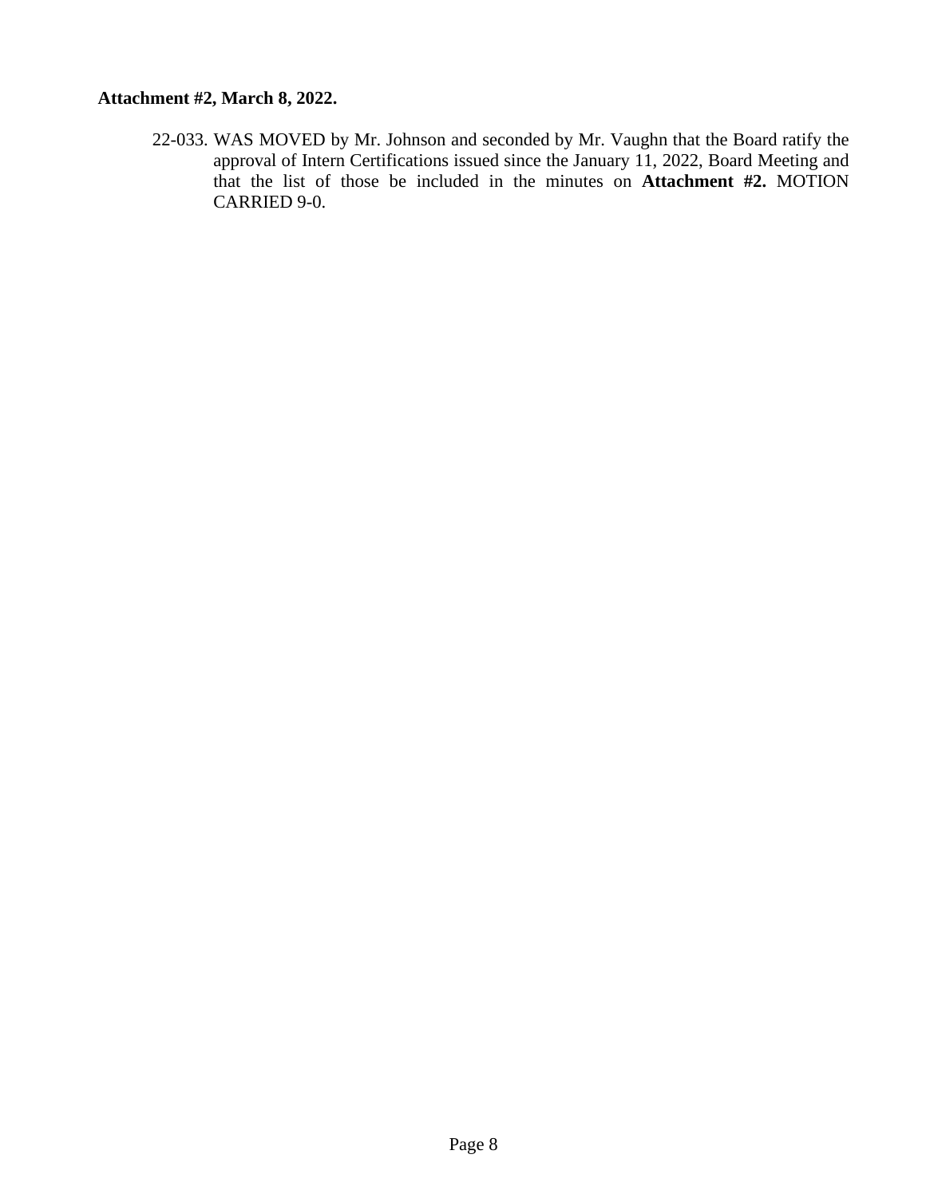**Attachment #2, March 8, 2022.**

22-033. WAS MOVED by Mr. Johnson and seconded by Mr. Vaughn that the Board ratify the approval of Intern Certifications issued since the January 11, 2022, Board Meeting and that the list of those be included in the minutes on **Attachment #2.** MOTION CARRIED 9-0.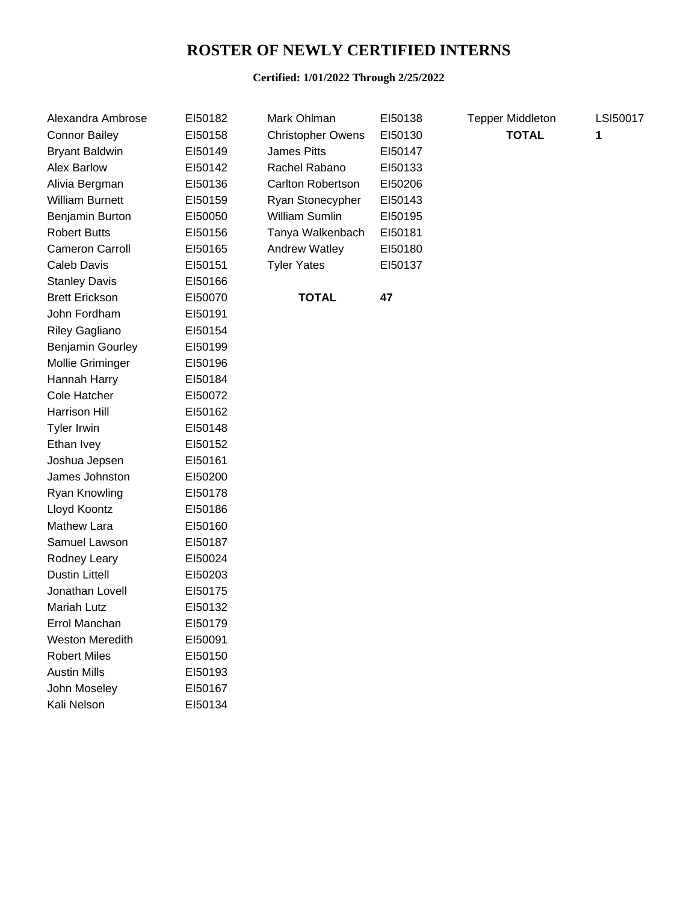# ROSTER OF NEWLY CERTIFIED INTERNS

**Certified: 1/01/2022 Through 2/25/2022**

| Name | Number |
|---|---|
| Alexandra Ambrose | EI50182 |
| Connor Bailey | EI50158 |
| Bryant Baldwin | EI50149 |
| Alex Barlow | EI50142 |
| Alivia Bergman | EI50136 |
| William Burnett | EI50159 |
| Benjamin Burton | EI50050 |
| Robert Butts | EI50156 |
| Cameron Carroll | EI50165 |
| Caleb Davis | EI50151 |
| Stanley Davis | EI50166 |
| Brett Erickson | EI50070 |
| John Fordham | EI50191 |
| Riley Gagliano | EI50154 |
| Benjamin Gourley | EI50199 |
| Mollie Griminger | EI50196 |
| Hannah Harry | EI50184 |
| Cole Hatcher | EI50072 |
| Harrison Hill | EI50162 |
| Tyler Irwin | EI50148 |
| Ethan Ivey | EI50152 |
| Joshua Jepsen | EI50161 |
| James Johnston | EI50200 |
| Ryan Knowling | EI50178 |
| Lloyd Koontz | EI50186 |
| Mathew Lara | EI50160 |
| Samuel Lawson | EI50187 |
| Rodney Leary | EI50024 |
| Dustin Littell | EI50203 |
| Jonathan Lovell | EI50175 |
| Mariah Lutz | EI50132 |
| Errol Manchan | EI50179 |
| Weston Meredith | EI50091 |
| Robert Miles | EI50150 |
| Austin Mills | EI50193 |
| John Moseley | EI50167 |
| Kali Nelson | EI50134 |
| Mark Ohlman | EI50138 |
| Christopher Owens | EI50130 |
| James Pitts | EI50147 |
| Rachel Rabano | EI50133 |
| Carlton Robertson | EI50206 |
| Ryan Stonecypher | EI50143 |
| William Sumlin | EI50195 |
| Tanya Walkenbach | EI50181 |
| Andrew Watley | EI50180 |
| Tyler Yates | EI50137 |
| **TOTAL** | **47** |

| Name | Number |
|---|---|
| Tepper Middleton | LSI50017 |
| **TOTAL** | **1** |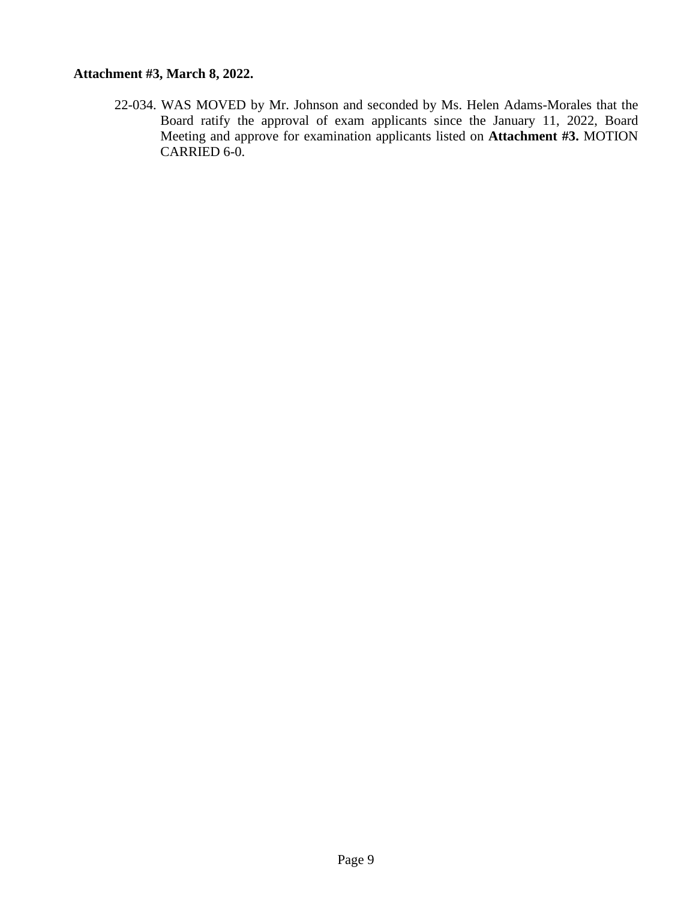**Attachment #3, March 8, 2022.**

22-034. WAS MOVED by Mr. Johnson and seconded by Ms. Helen Adams-Morales that the Board ratify the approval of exam applicants since the January 11, 2022, Board Meeting and approve for examination applicants listed on **Attachment #3.** MOTION CARRIED 6-0.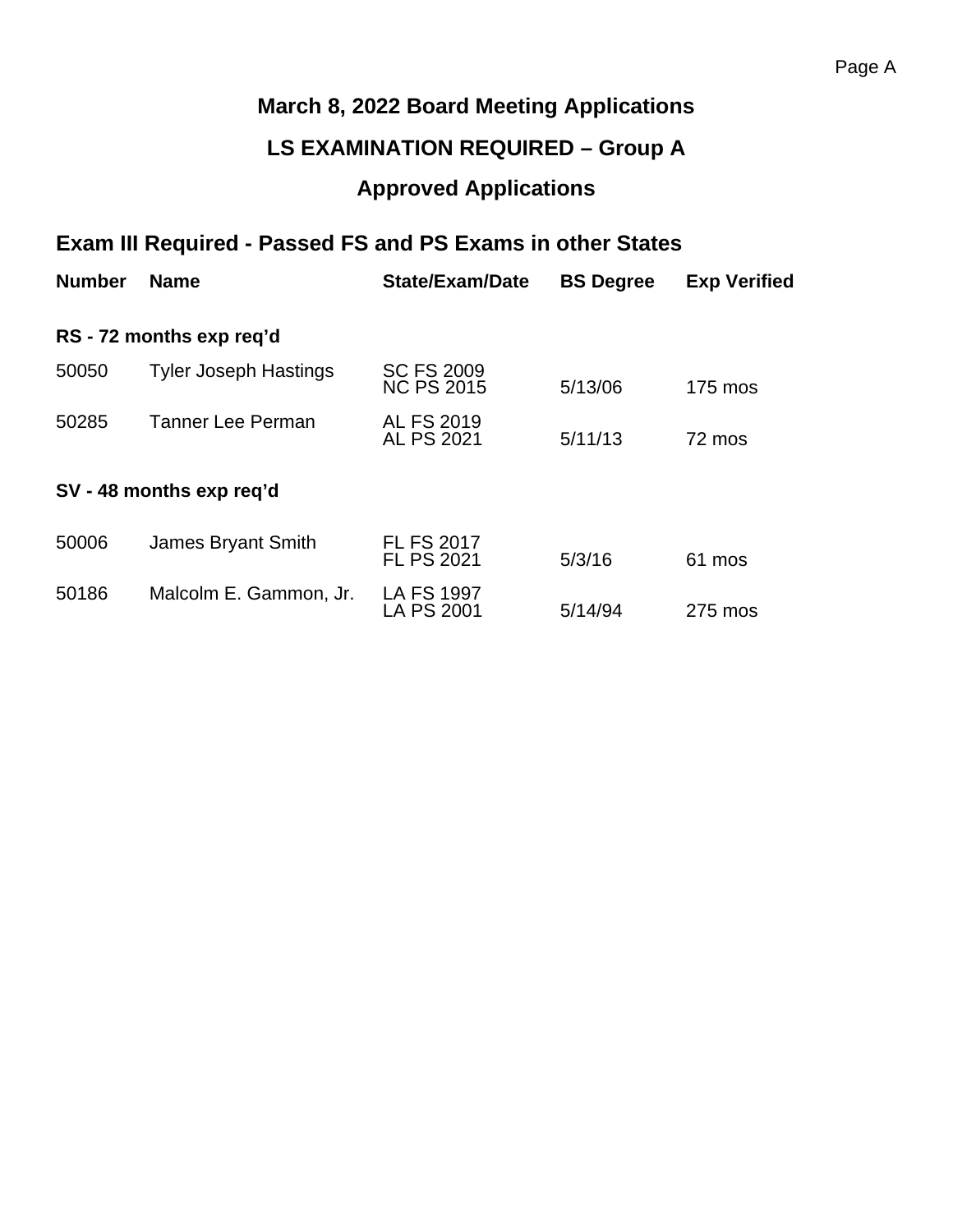# March 8, 2022 Board Meeting Applications

## LS EXAMINATION REQUIRED – Group A

## Approved Applications

### Exam III Required - Passed FS and PS Exams in other States

| Number | Name | State/Exam/Date | BS Degree | Exp Verified |
|---|---|---|---|---|
| **RS - 72 months exp req'd** | | | | |
| 50050 | Tyler Joseph Hastings | SC FS 2009<br>NC PS 2015 | 5/13/06 | 175 mos |
| 50285 | Tanner Lee Perman | AL FS 2019<br>AL PS 2021 | 5/11/13 | 72 mos |
| **SV - 48 months exp req'd** | | | | |
| 50006 | James Bryant Smith | FL FS 2017<br>FL PS 2021 | 5/3/16 | 61 mos |
| 50186 | Malcolm E. Gammon, Jr. | LA FS 1997<br>LA PS 2001 | 5/14/94 | 275 mos |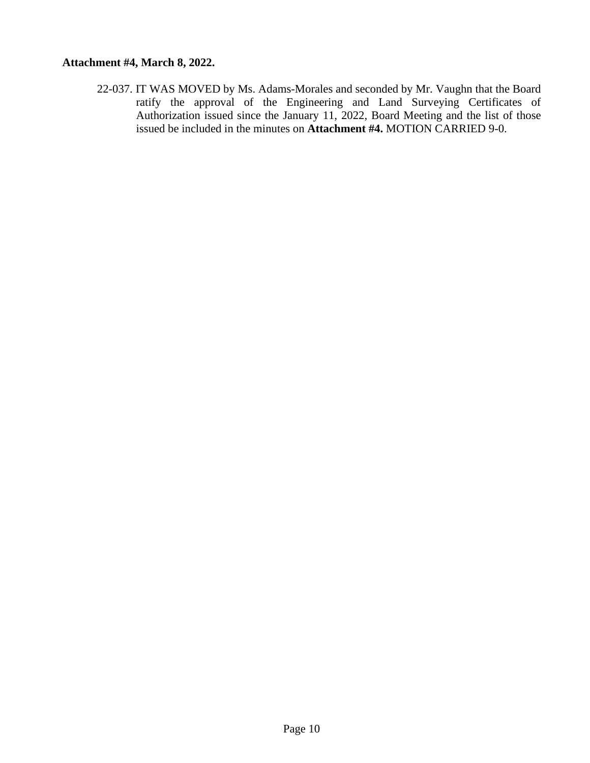**Attachment #4, March 8, 2022.**

22-037. IT WAS MOVED by Ms. Adams-Morales and seconded by Mr. Vaughn that the Board ratify the approval of the Engineering and Land Surveying Certificates of Authorization issued since the January 11, 2022, Board Meeting and the list of those issued be included in the minutes on **Attachment #4.** MOTION CARRIED 9-0.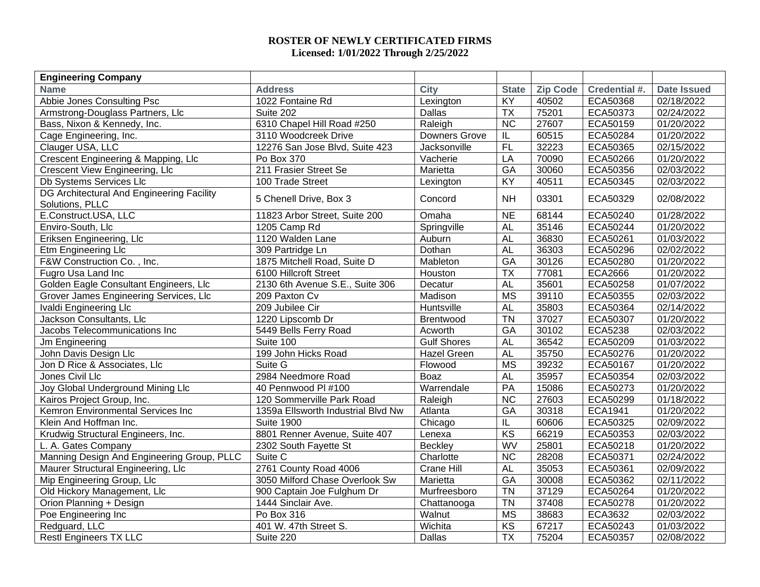**ROSTER OF NEWLY CERTIFICATED FIRMS**
**Licensed: 1/01/2022 Through 2/25/2022**

| Engineering Company | | | | | | |
|---|---|---|---|---|---|---|
| **Name** | **Address** | **City** | **State** | **Zip Code** | **Credential #.** | **Date Issued** |
| Abbie Jones Consulting Psc | 1022 Fontaine Rd | Lexington | KY | 40502 | ECA50368 | 02/18/2022 |
| Armstrong-Douglass Partners, Llc | Suite 202 | Dallas | TX | 75201 | ECA50373 | 02/24/2022 |
| Bass, Nixon & Kennedy, Inc. | 6310 Chapel Hill Road #250 | Raleigh | NC | 27607 | ECA50159 | 01/20/2022 |
| Cage Engineering, Inc. | 3110 Woodcreek Drive | Downers Grove | IL | 60515 | ECA50284 | 01/20/2022 |
| Clauger USA, LLC | 12276 San Jose Blvd, Suite 423 | Jacksonville | FL | 32223 | ECA50365 | 02/15/2022 |
| Crescent Engineering & Mapping, Llc | Po Box 370 | Vacherie | LA | 70090 | ECA50266 | 01/20/2022 |
| Crescent View Engineering, Llc | 211 Frasier Street Se | Marietta | GA | 30060 | ECA50356 | 02/03/2022 |
| Db Systems Services Llc | 100 Trade Street | Lexington | KY | 40511 | ECA50345 | 02/03/2022 |
| DG Architectural And Engineering Facility Solutions, PLLC | 5 Chenell Drive, Box 3 | Concord | NH | 03301 | ECA50329 | 02/08/2022 |
| E.Construct.USA, LLC | 11823 Arbor Street, Suite 200 | Omaha | NE | 68144 | ECA50240 | 01/28/2022 |
| Enviro-South, Llc | 1205 Camp Rd | Springville | AL | 35146 | ECA50244 | 01/20/2022 |
| Eriksen Engineering, Llc | 1120 Walden Lane | Auburn | AL | 36830 | ECA50261 | 01/03/2022 |
| Etm Engineering Llc | 309 Partridge Ln | Dothan | AL | 36303 | ECA50296 | 02/02/2022 |
| F&W Construction Co. , Inc. | 1875 Mitchell Road, Suite D | Mableton | GA | 30126 | ECA50280 | 01/20/2022 |
| Fugro Usa Land Inc | 6100 Hillcroft Street | Houston | TX | 77081 | ECA2666 | 01/20/2022 |
| Golden Eagle Consultant Engineers, Llc | 2130 6th Avenue S.E., Suite 306 | Decatur | AL | 35601 | ECA50258 | 01/07/2022 |
| Grover James Engineering Services, Llc | 209 Paxton Cv | Madison | MS | 39110 | ECA50355 | 02/03/2022 |
| Ivaldi Engineering Llc | 209 Jubilee Cir | Huntsville | AL | 35803 | ECA50364 | 02/14/2022 |
| Jackson Consultants, Llc | 1220 Lipscomb Dr | Brentwood | TN | 37027 | ECA50307 | 01/20/2022 |
| Jacobs Telecommunications Inc | 5449 Bells Ferry Road | Acworth | GA | 30102 | ECA5238 | 02/03/2022 |
| Jm Engineering | Suite 100 | Gulf Shores | AL | 36542 | ECA50209 | 01/03/2022 |
| John Davis Design Llc | 199 John Hicks Road | Hazel Green | AL | 35750 | ECA50276 | 01/20/2022 |
| Jon D Rice & Associates, Llc | Suite G | Flowood | MS | 39232 | ECA50167 | 01/20/2022 |
| Jones Civil Llc | 2984 Needmore Road | Boaz | AL | 35957 | ECA50354 | 02/03/2022 |
| Joy Global Underground Mining Llc | 40 Pennwood Pl #100 | Warrendale | PA | 15086 | ECA50273 | 01/20/2022 |
| Kairos Project Group, Inc. | 120 Sommerville Park Road | Raleigh | NC | 27603 | ECA50299 | 01/18/2022 |
| Kemron Environmental Services Inc | 1359a Ellsworth Industrial Blvd Nw | Atlanta | GA | 30318 | ECA1941 | 01/20/2022 |
| Klein And Hoffman Inc. | Suite 1900 | Chicago | IL | 60606 | ECA50325 | 02/09/2022 |
| Krudwig Structural Engineers, Inc. | 8801 Renner Avenue, Suite 407 | Lenexa | KS | 66219 | ECA50353 | 02/03/2022 |
| L. A. Gates Company | 2302 South Fayette St | Beckley | WV | 25801 | ECA50218 | 01/20/2022 |
| Manning Design And Engineering Group, PLLC | Suite C | Charlotte | NC | 28208 | ECA50371 | 02/24/2022 |
| Maurer Structural Engineering, Llc | 2761 County Road 4006 | Crane Hill | AL | 35053 | ECA50361 | 02/09/2022 |
| Mip Engineering Group, Llc | 3050 Milford Chase Overlook Sw | Marietta | GA | 30008 | ECA50362 | 02/11/2022 |
| Old Hickory Management, Llc | 900 Captain Joe Fulghum Dr | Murfreesboro | TN | 37129 | ECA50264 | 01/20/2022 |
| Orion Planning + Design | 1444 Sinclair Ave. | Chattanooga | TN | 37408 | ECA50278 | 01/20/2022 |
| Poe Engineering Inc | Po Box 316 | Walnut | MS | 38683 | ECA3632 | 02/03/2022 |
| Redguard, LLC | 401 W. 47th Street S. | Wichita | KS | 67217 | ECA50243 | 01/03/2022 |
| Restl Engineers TX LLC | Suite 220 | Dallas | TX | 75204 | ECA50357 | 02/08/2022 |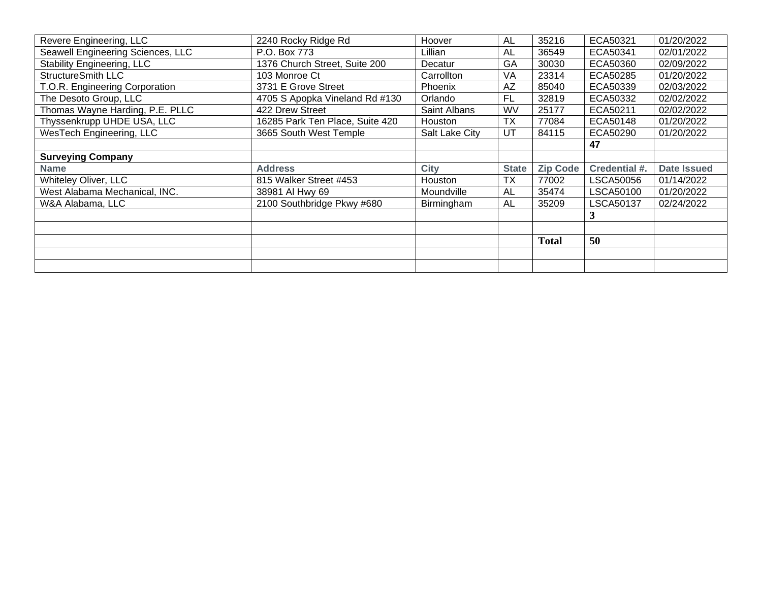| | | | | | | |
|---|---|---|---|---|---|---|
| Revere Engineering, LLC | 2240 Rocky Ridge Rd | Hoover | AL | 35216 | ECA50321 | 01/20/2022 |
| Seawell Engineering Sciences, LLC | P.O. Box 773 | Lillian | AL | 36549 | ECA50341 | 02/01/2022 |
| Stability Engineering, LLC | 1376 Church Street, Suite 200 | Decatur | GA | 30030 | ECA50360 | 02/09/2022 |
| StructureSmith LLC | 103 Monroe Ct | Carrollton | VA | 23314 | ECA50285 | 01/20/2022 |
| T.O.R. Engineering Corporation | 3731 E Grove Street | Phoenix | AZ | 85040 | ECA50339 | 02/03/2022 |
| The Desoto Group, LLC | 4705 S Apopka Vineland Rd #130 | Orlando | FL | 32819 | ECA50332 | 02/02/2022 |
| Thomas Wayne Harding, P.E. PLLC | 422 Drew Street | Saint Albans | WV | 25177 | ECA50211 | 02/02/2022 |
| Thyssenkrupp UHDE USA, LLC | 16285 Park Ten Place, Suite 420 | Houston | TX | 77084 | ECA50148 | 01/20/2022 |
| WesTech Engineering, LLC | 3665 South West Temple | Salt Lake City | UT | 84115 | ECA50290 | 01/20/2022 |
| | | | | | **47** | |
| **Surveying Company** | | | | | | |
| **Name** | **Address** | **City** | **State** | **Zip Code** | **Credential #.** | **Date Issued** |
| Whiteley Oliver, LLC | 815 Walker Street #453 | Houston | TX | 77002 | LSCA50056 | 01/14/2022 |
| West Alabama Mechanical, INC. | 38981 Al Hwy 69 | Moundville | AL | 35474 | LSCA50100 | 01/20/2022 |
| W&A Alabama, LLC | 2100 Southbridge Pkwy #680 | Birmingham | AL | 35209 | LSCA50137 | 02/24/2022 |
| | | | | | **3** | |
| | | | | | | |
| | | | | **Total** | **50** | |
| | | | | | | |
| | | | | | | |